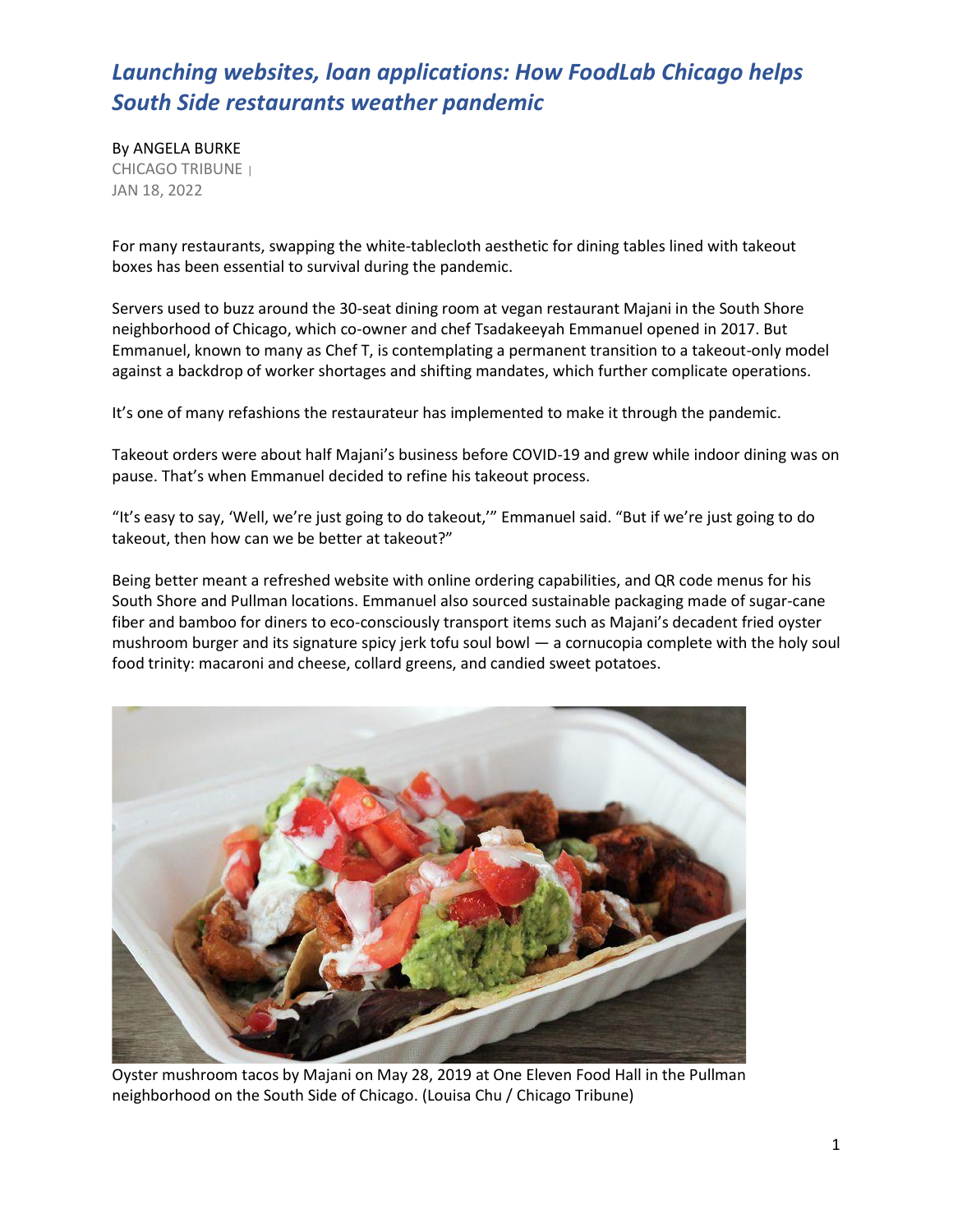# *Launching websites, loan applications: How FoodLab Chicago helps South Side restaurants weather pandemic*

By ANGELA BURKE
CHICAGO TRIBUNE |
JAN 18, 2022

For many restaurants, swapping the white-tablecloth aesthetic for dining tables lined with takeout boxes has been essential to survival during the pandemic.

Servers used to buzz around the 30-seat dining room at vegan restaurant Majani in the South Shore neighborhood of Chicago, which co-owner and chef Tsadakeeyah Emmanuel opened in 2017. But Emmanuel, known to many as Chef T, is contemplating a permanent transition to a takeout-only model against a backdrop of worker shortages and shifting mandates, which further complicate operations.

It's one of many refashions the restaurateur has implemented to make it through the pandemic.

Takeout orders were about half Majani's business before COVID-19 and grew while indoor dining was on pause. That's when Emmanuel decided to refine his takeout process.

"It's easy to say, 'Well, we're just going to do takeout,'" Emmanuel said. "But if we're just going to do takeout, then how can we be better at takeout?"

Being better meant a refreshed website with online ordering capabilities, and QR code menus for his South Shore and Pullman locations. Emmanuel also sourced sustainable packaging made of sugar-cane fiber and bamboo for diners to eco-consciously transport items such as Majani's decadent fried oyster mushroom burger and its signature spicy jerk tofu soul bowl — a cornucopia complete with the holy soul food trinity: macaroni and cheese, collard greens, and candied sweet potatoes.

Oyster mushroom tacos by Majani on May 28, 2019 at One Eleven Food Hall in the Pullman neighborhood on the South Side of Chicago. (Louisa Chu / Chicago Tribune)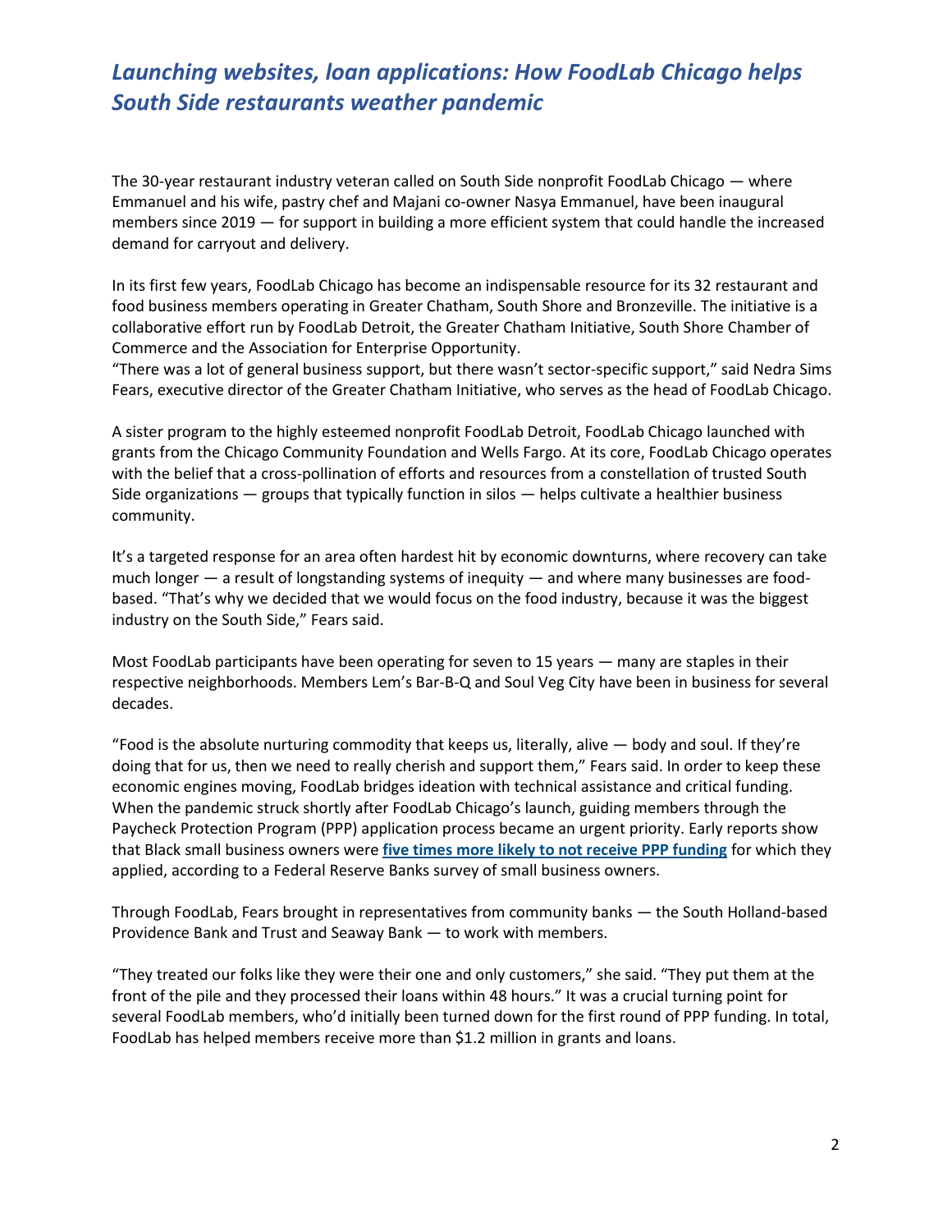## *Launching websites, loan applications: How FoodLab Chicago helps South Side restaurants weather pandemic*

The 30-year restaurant industry veteran called on South Side nonprofit FoodLab Chicago — where Emmanuel and his wife, pastry chef and Majani co-owner Nasya Emmanuel, have been inaugural members since 2019 — for support in building a more efficient system that could handle the increased demand for carryout and delivery.

In its first few years, FoodLab Chicago has become an indispensable resource for its 32 restaurant and food business members operating in Greater Chatham, South Shore and Bronzeville. The initiative is a collaborative effort run by FoodLab Detroit, the Greater Chatham Initiative, South Shore Chamber of Commerce and the Association for Enterprise Opportunity.
"There was a lot of general business support, but there wasn't sector-specific support," said Nedra Sims Fears, executive director of the Greater Chatham Initiative, who serves as the head of FoodLab Chicago.

A sister program to the highly esteemed nonprofit FoodLab Detroit, FoodLab Chicago launched with grants from the Chicago Community Foundation and Wells Fargo. At its core, FoodLab Chicago operates with the belief that a cross-pollination of efforts and resources from a constellation of trusted South Side organizations — groups that typically function in silos — helps cultivate a healthier business community.

It's a targeted response for an area often hardest hit by economic downturns, where recovery can take much longer — a result of longstanding systems of inequity — and where many businesses are food-based. "That's why we decided that we would focus on the food industry, because it was the biggest industry on the South Side," Fears said.

Most FoodLab participants have been operating for seven to 15 years — many are staples in their respective neighborhoods. Members Lem's Bar-B-Q and Soul Veg City have been in business for several decades.

"Food is the absolute nurturing commodity that keeps us, literally, alive — body and soul. If they're doing that for us, then we need to really cherish and support them," Fears said. In order to keep these economic engines moving, FoodLab bridges ideation with technical assistance and critical funding. When the pandemic struck shortly after FoodLab Chicago's launch, guiding members through the Paycheck Protection Program (PPP) application process became an urgent priority. Early reports show that Black small business owners were **five times more likely to not receive PPP funding** for which they applied, according to a Federal Reserve Banks survey of small business owners.

Through FoodLab, Fears brought in representatives from community banks — the South Holland-based Providence Bank and Trust and Seaway Bank — to work with members.

"They treated our folks like they were their one and only customers," she said. "They put them at the front of the pile and they processed their loans within 48 hours." It was a crucial turning point for several FoodLab members, who'd initially been turned down for the first round of PPP funding. In total, FoodLab has helped members receive more than $1.2 million in grants and loans.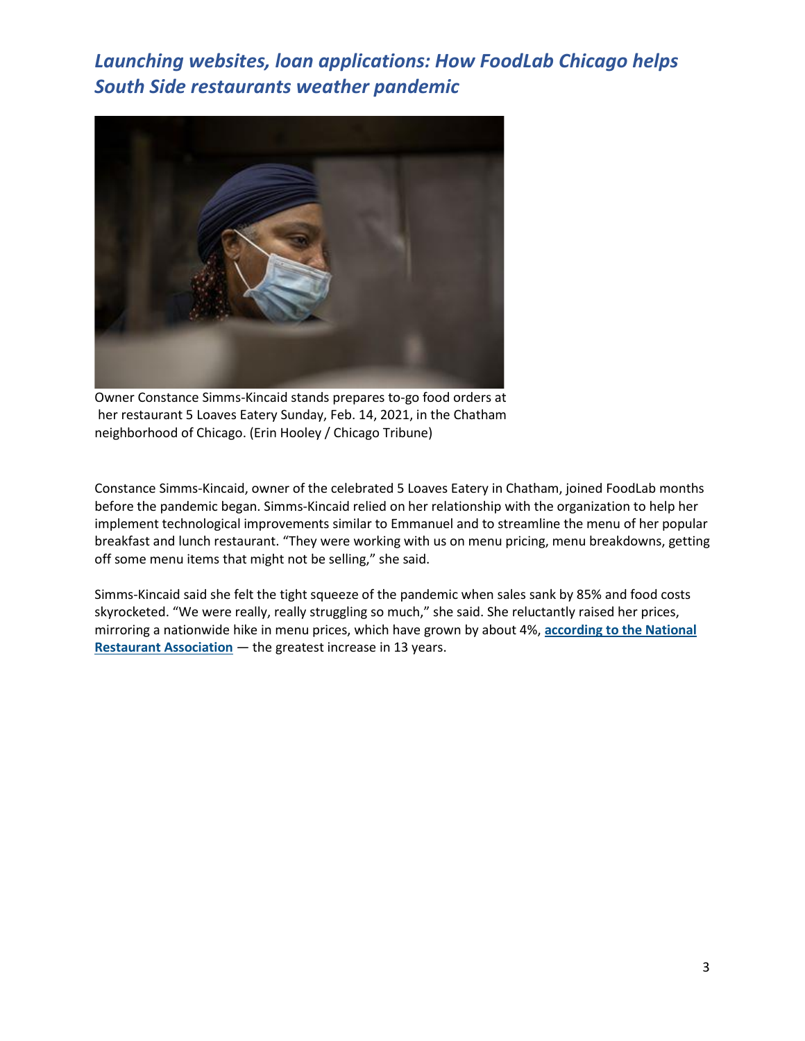## *Launching websites, loan applications: How FoodLab Chicago helps South Side restaurants weather pandemic*

Owner Constance Simms-Kincaid stands prepares to-go food orders at her restaurant 5 Loaves Eatery Sunday, Feb. 14, 2021, in the Chatham neighborhood of Chicago. (Erin Hooley / Chicago Tribune)

Constance Simms-Kincaid, owner of the celebrated 5 Loaves Eatery in Chatham, joined FoodLab months before the pandemic began. Simms-Kincaid relied on her relationship with the organization to help her implement technological improvements similar to Emmanuel and to streamline the menu of her popular breakfast and lunch restaurant. "They were working with us on menu pricing, menu breakdowns, getting off some menu items that might not be selling," she said.

Simms-Kincaid said she felt the tight squeeze of the pandemic when sales sank by 85% and food costs skyrocketed. "We were really, really struggling so much," she said. She reluctantly raised her prices, mirroring a nationwide hike in menu prices, which have grown by about 4%, **according to the National Restaurant Association** — the greatest increase in 13 years.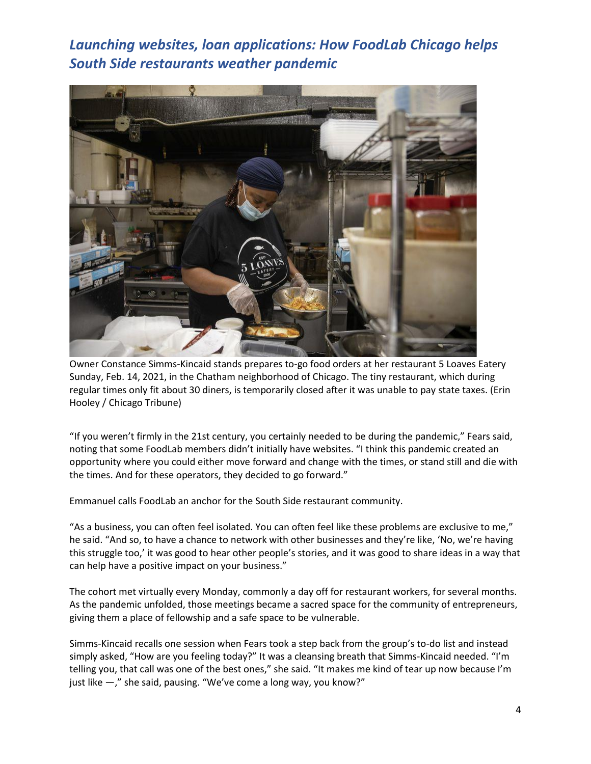## *Launching websites, loan applications: How FoodLab Chicago helps South Side restaurants weather pandemic*

Owner Constance Simms-Kincaid stands prepares to-go food orders at her restaurant 5 Loaves Eatery Sunday, Feb. 14, 2021, in the Chatham neighborhood of Chicago. The tiny restaurant, which during regular times only fit about 30 diners, is temporarily closed after it was unable to pay state taxes. (Erin Hooley / Chicago Tribune)

"If you weren't firmly in the 21st century, you certainly needed to be during the pandemic," Fears said, noting that some FoodLab members didn't initially have websites. "I think this pandemic created an opportunity where you could either move forward and change with the times, or stand still and die with the times. And for these operators, they decided to go forward."

Emmanuel calls FoodLab an anchor for the South Side restaurant community.

"As a business, you can often feel isolated. You can often feel like these problems are exclusive to me," he said. "And so, to have a chance to network with other businesses and they're like, 'No, we're having this struggle too,' it was good to hear other people's stories, and it was good to share ideas in a way that can help have a positive impact on your business."

The cohort met virtually every Monday, commonly a day off for restaurant workers, for several months. As the pandemic unfolded, those meetings became a sacred space for the community of entrepreneurs, giving them a place of fellowship and a safe space to be vulnerable.

Simms-Kincaid recalls one session when Fears took a step back from the group's to-do list and instead simply asked, "How are you feeling today?" It was a cleansing breath that Simms-Kincaid needed. "I'm telling you, that call was one of the best ones," she said. "It makes me kind of tear up now because I'm just like —," she said, pausing. "We've come a long way, you know?"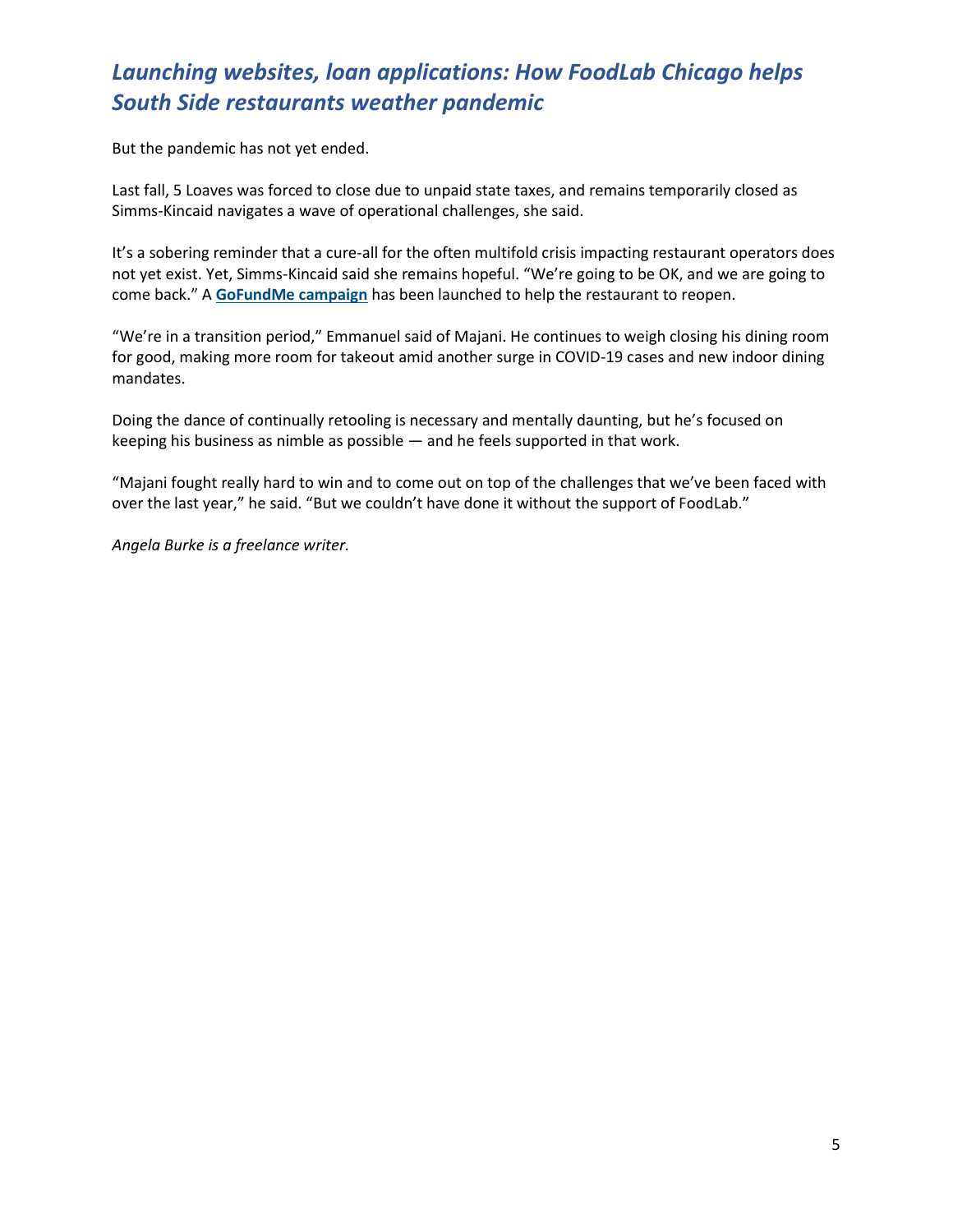## *Launching websites, loan applications: How FoodLab Chicago helps South Side restaurants weather pandemic*

But the pandemic has not yet ended.

Last fall, 5 Loaves was forced to close due to unpaid state taxes, and remains temporarily closed as Simms-Kincaid navigates a wave of operational challenges, she said.

It's a sobering reminder that a cure-all for the often multifold crisis impacting restaurant operators does not yet exist. Yet, Simms-Kincaid said she remains hopeful. "We're going to be OK, and we are going to come back." A **GoFundMe campaign** has been launched to help the restaurant to reopen.

"We're in a transition period," Emmanuel said of Majani. He continues to weigh closing his dining room for good, making more room for takeout amid another surge in COVID-19 cases and new indoor dining mandates.

Doing the dance of continually retooling is necessary and mentally daunting, but he's focused on keeping his business as nimble as possible — and he feels supported in that work.

"Majani fought really hard to win and to come out on top of the challenges that we've been faced with over the last year," he said. "But we couldn't have done it without the support of FoodLab."

*Angela Burke is a freelance writer.*